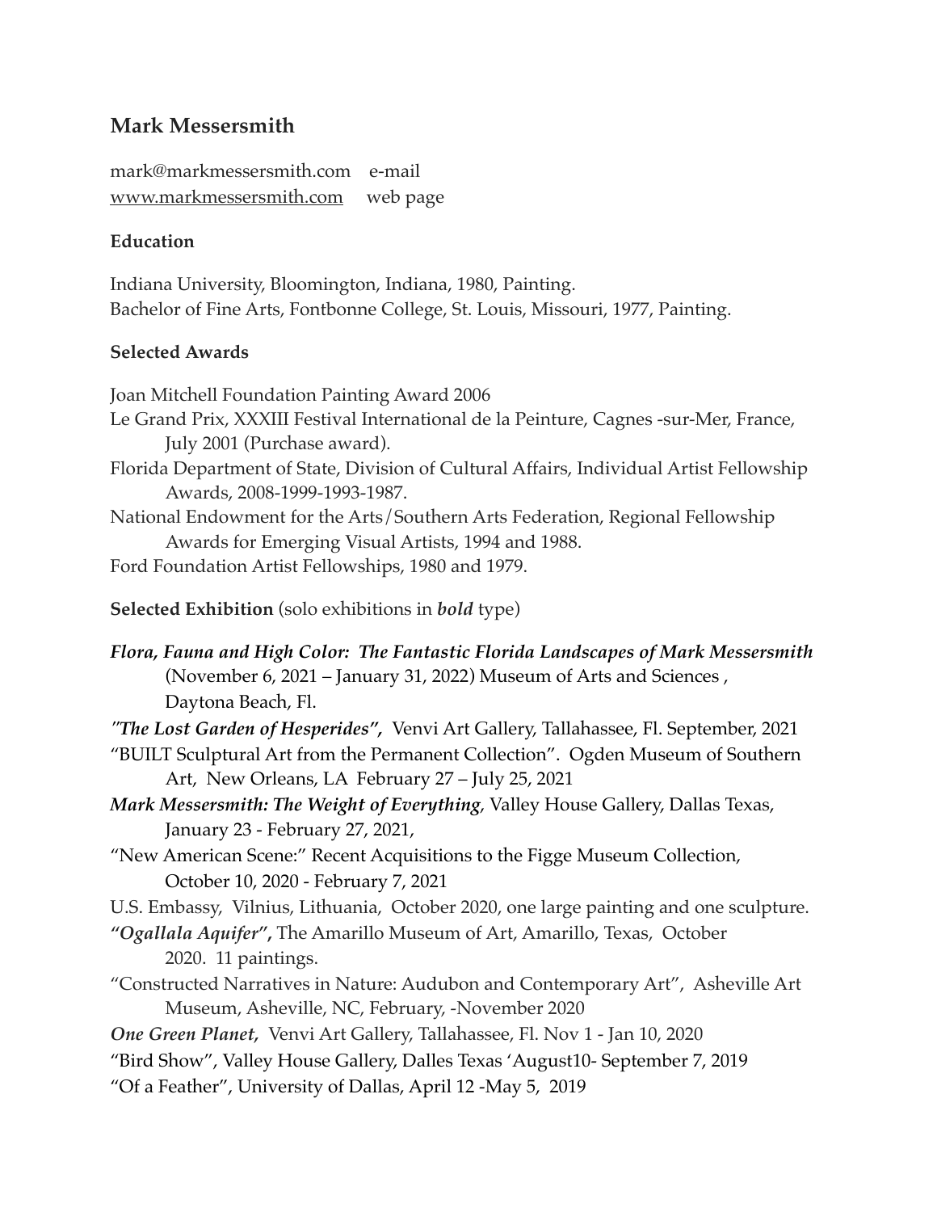## Mark Messersmith

mark@markmessersmith.com e-mail
www.markmessersmith.com web page

### Education

Indiana University, Bloomington, Indiana, 1980, Painting.
Bachelor of Fine Arts, Fontbonne College, St. Louis, Missouri, 1977, Painting.

### Selected Awards

Joan Mitchell Foundation Painting Award 2006
Le Grand Prix, XXXIII Festival International de la Peinture, Cagnes -sur-Mer, France, July 2001 (Purchase award).
Florida Department of State, Division of Cultural Affairs, Individual Artist Fellowship Awards, 2008-1999-1993-1987.
National Endowment for the Arts/Southern Arts Federation, Regional Fellowship Awards for Emerging Visual Artists, 1994 and 1988.
Ford Foundation Artist Fellowships, 1980 and 1979.

**Selected Exhibition** (solo exhibitions in ***bold*** type)

***Flora, Fauna and High Color: The Fantastic Florida Landscapes of Mark Messersmith*** (November 6, 2021 – January 31, 2022) Museum of Arts and Sciences , Daytona Beach, Fl.
***"The Lost Garden of Hesperides",*** Venvi Art Gallery, Tallahassee, Fl. September, 2021
"BUILT Sculptural Art from the Permanent Collection". Ogden Museum of Southern Art, New Orleans, LA February 27 – July 25, 2021
***Mark Messersmith: The Weight of Everything***, Valley House Gallery, Dallas Texas, January 23 - February 27, 2021,
"New American Scene:" Recent Acquisitions to the Figge Museum Collection, October 10, 2020 - February 7, 2021
U.S. Embassy, Vilnius, Lithuania, October 2020, one large painting and one sculpture.
***"Ogallala Aquifer",*** The Amarillo Museum of Art, Amarillo, Texas, October 2020. 11 paintings.
"Constructed Narratives in Nature: Audubon and Contemporary Art", Asheville Art Museum, Asheville, NC, February, -November 2020
***One Green Planet,*** Venvi Art Gallery, Tallahassee, Fl. Nov 1 - Jan 10, 2020
"Bird Show", Valley House Gallery, Dalles Texas 'August10- September 7, 2019
"Of a Feather", University of Dallas, April 12 -May 5, 2019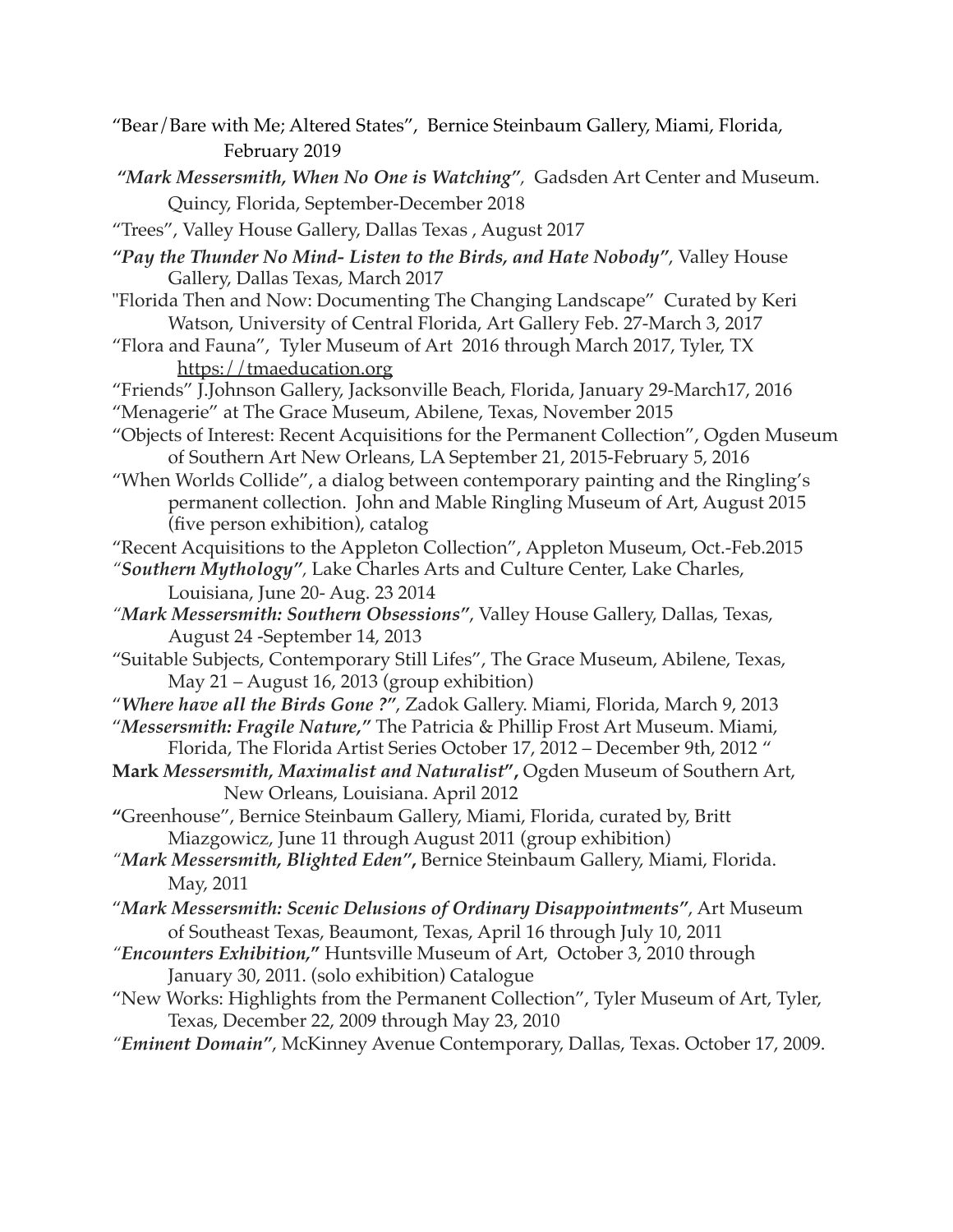"Bear/Bare with Me; Altered States", Bernice Steinbaum Gallery, Miami, Florida, February 2019

***"Mark Messersmith, When No One is Watching"***, Gadsden Art Center and Museum. Quincy, Florida, September-December 2018

"Trees", Valley House Gallery, Dallas Texas , August 2017

***"Pay the Thunder No Mind- Listen to the Birds, and Hate Nobody"***, Valley House Gallery, Dallas Texas, March 2017

"Florida Then and Now: Documenting The Changing Landscape" Curated by Keri Watson, University of Central Florida, Art Gallery Feb. 27-March 3, 2017

"Flora and Fauna", Tyler Museum of Art 2016 through March 2017, Tyler, TX https://tmaeducation.org

"Friends" J.Johnson Gallery, Jacksonville Beach, Florida, January 29-March17, 2016

"Menagerie" at The Grace Museum, Abilene, Texas, November 2015

"Objects of Interest: Recent Acquisitions for the Permanent Collection", Ogden Museum of Southern Art New Orleans, LA September 21, 2015-February 5, 2016

"When Worlds Collide", a dialog between contemporary painting and the Ringling's permanent collection. John and Mable Ringling Museum of Art, August 2015 (five person exhibition), catalog

"Recent Acquisitions to the Appleton Collection", Appleton Museum, Oct.-Feb.2015

***"Southern Mythology"***, Lake Charles Arts and Culture Center, Lake Charles, Louisiana, June 20- Aug. 23 2014

***"Mark Messersmith: Southern Obsessions"***, Valley House Gallery, Dallas, Texas, August 24 -September 14, 2013

"Suitable Subjects, Contemporary Still Lifes", The Grace Museum, Abilene, Texas, May 21 – August 16, 2013 (group exhibition)

***"Where have all the Birds Gone ?"***, Zadok Gallery. Miami, Florida, March 9, 2013

***"Messersmith: Fragile Nature,"*** The Patricia & Phillip Frost Art Museum. Miami, Florida, The Florida Artist Series October 17, 2012 – December 9th, 2012 "

**Mark *Messersmith, Maximalist and Naturalist*",** Ogden Museum of Southern Art, New Orleans, Louisiana. April 2012

**"**Greenhouse", Bernice Steinbaum Gallery, Miami, Florida, curated by, Britt Miazgowicz, June 11 through August 2011 (group exhibition)

***"Mark Messersmith, Blighted Eden",*** Bernice Steinbaum Gallery, Miami, Florida. May, 2011

***"Mark Messersmith: Scenic Delusions of Ordinary Disappointments"***, Art Museum of Southeast Texas, Beaumont, Texas, April 16 through July 10, 2011

***"Encounters Exhibition,"*** Huntsville Museum of Art, October 3, 2010 through January 30, 2011. (solo exhibition) Catalogue

"New Works: Highlights from the Permanent Collection", Tyler Museum of Art, Tyler, Texas, December 22, 2009 through May 23, 2010

***"Eminent Domain"***, McKinney Avenue Contemporary, Dallas, Texas. October 17, 2009.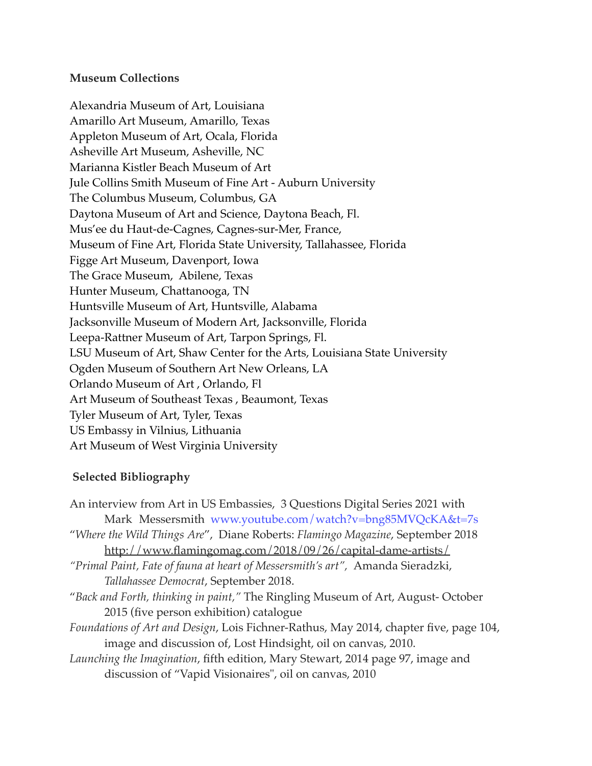**Museum Collections**

Alexandria Museum of Art, Louisiana
Amarillo Art Museum, Amarillo, Texas
Appleton Museum of Art, Ocala, Florida
Asheville Art Museum, Asheville, NC
Marianna Kistler Beach Museum of Art
Jule Collins Smith Museum of Fine Art - Auburn University
The Columbus Museum, Columbus, GA
Daytona Museum of Art and Science, Daytona Beach, Fl.
Mus'ee du Haut-de-Cagnes, Cagnes-sur-Mer, France,
Museum of Fine Art, Florida State University, Tallahassee, Florida
Figge Art Museum, Davenport, Iowa
The Grace Museum, Abilene, Texas
Hunter Museum, Chattanooga, TN
Huntsville Museum of Art, Huntsville, Alabama
Jacksonville Museum of Modern Art, Jacksonville, Florida
Leepa-Rattner Museum of Art, Tarpon Springs, Fl.
LSU Museum of Art, Shaw Center for the Arts, Louisiana State University
Ogden Museum of Southern Art New Orleans, LA
Orlando Museum of Art , Orlando, Fl
Art Museum of Southeast Texas , Beaumont, Texas
Tyler Museum of Art, Tyler, Texas
US Embassy in Vilnius, Lithuania
Art Museum of West Virginia University

**Selected Bibliography**

An interview from Art in US Embassies, 3 Questions Digital Series 2021 with Mark Messersmith www.youtube.com/watch?v=bng85MVQcKA&t=7s

"*Where the Wild Things Are*", Diane Roberts: *Flamingo Magazine*, September 2018 http://www.flamingomag.com/2018/09/26/capital-dame-artists/

*"Primal Paint, Fate of fauna at heart of Messersmith's art"*, Amanda Sieradzki, *Tallahassee Democrat*, September 2018.

"*Back and Forth, thinking in paint,"* The Ringling Museum of Art, August- October 2015 (five person exhibition) catalogue

*Foundations of Art and Design*, Lois Fichner-Rathus, May 2014, chapter five, page 104, image and discussion of, Lost Hindsight, oil on canvas, 2010.

*Launching the Imagination*, fifth edition, Mary Stewart, 2014 page 97, image and discussion of "Vapid Visionaires", oil on canvas, 2010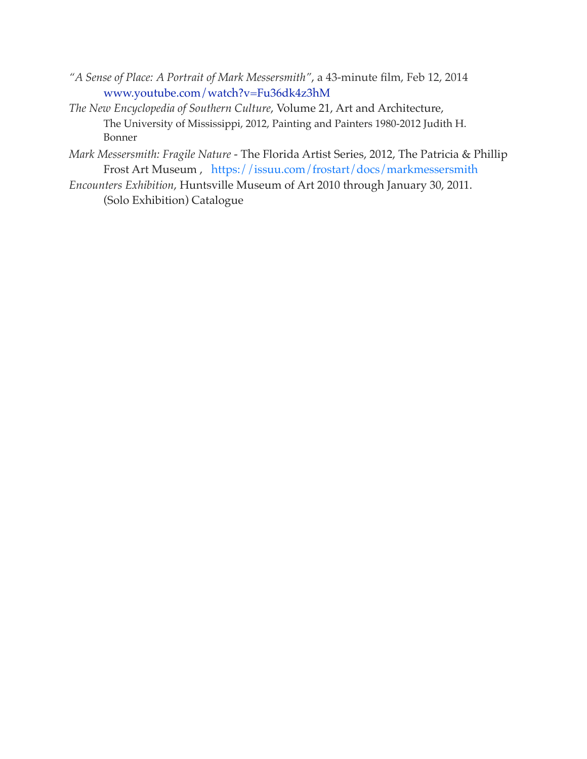*"A Sense of Place: A Portrait of Mark Messersmith"*, a 43-minute film, Feb 12, 2014
    www.youtube.com/watch?v=Fu36dk4z3hM

*The New Encyclopedia of Southern Culture*, Volume 21, Art and Architecture,
    The University of Mississippi, 2012, Painting and Painters 1980-2012 Judith H. Bonner

*Mark Messersmith: Fragile Nature* - The Florida Artist Series, 2012, The Patricia & Phillip Frost Art Museum , https://issuu.com/frostart/docs/markmessersmith

*Encounters Exhibition*, Huntsville Museum of Art 2010 through January 30, 2011.
    (Solo Exhibition) Catalogue